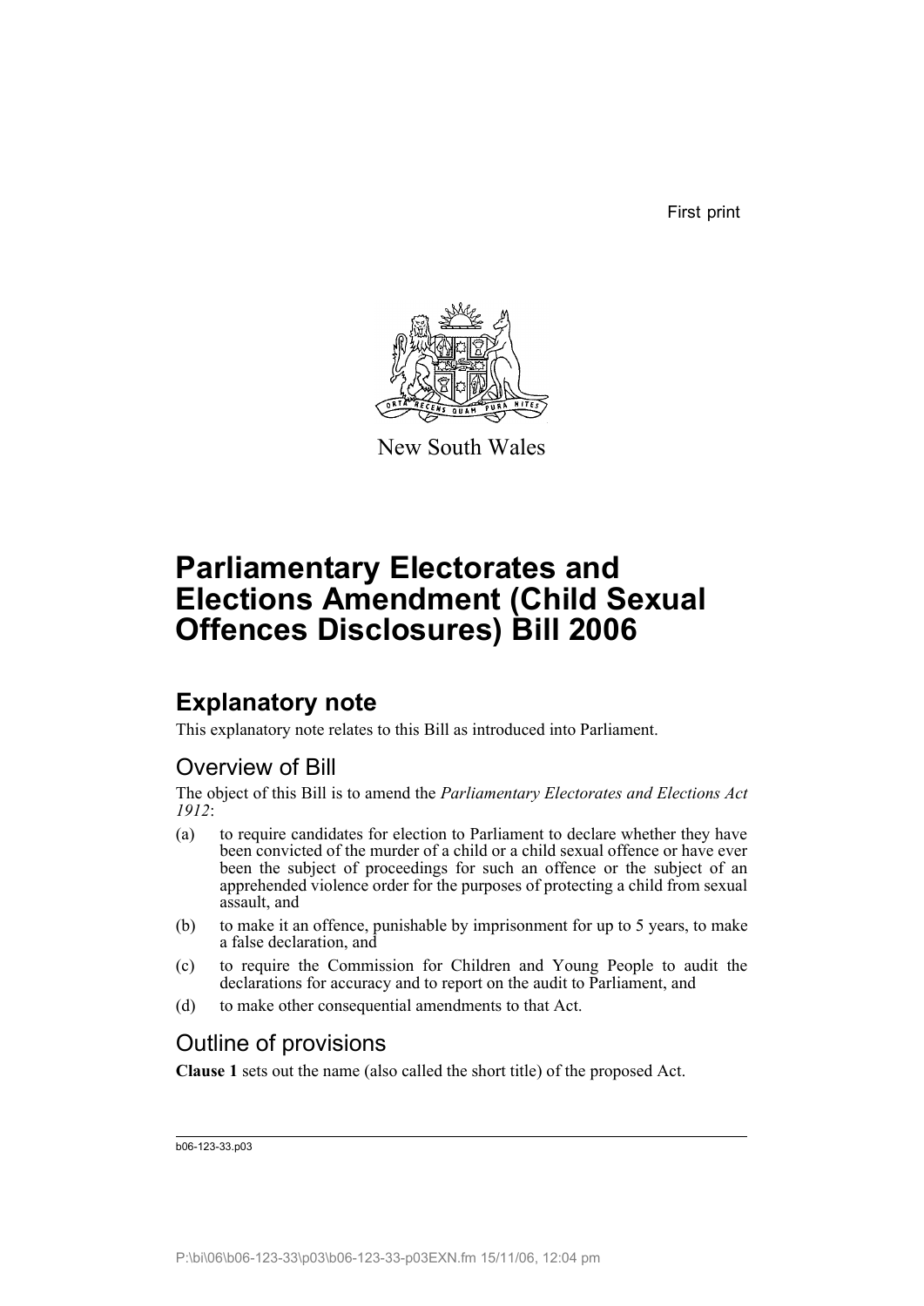First print

New South Wales

# Parliamentary Electorates and Elections Amendment (Child Sexual Offences Disclosures) Bill 2006

## Explanatory note

This explanatory note relates to this Bill as introduced into Parliament.

### Overview of Bill

The object of this Bill is to amend the *Parliamentary Electorates and Elections Act 1912*:

(a) to require candidates for election to Parliament to declare whether they have been convicted of the murder of a child or a child sexual offence or have ever been the subject of proceedings for such an offence or the subject of an apprehended violence order for the purposes of protecting a child from sexual assault, and

(b) to make it an offence, punishable by imprisonment for up to 5 years, to make a false declaration, and

(c) to require the Commission for Children and Young People to audit the declarations for accuracy and to report on the audit to Parliament, and

(d) to make other consequential amendments to that Act.

### Outline of provisions

**Clause 1** sets out the name (also called the short title) of the proposed Act.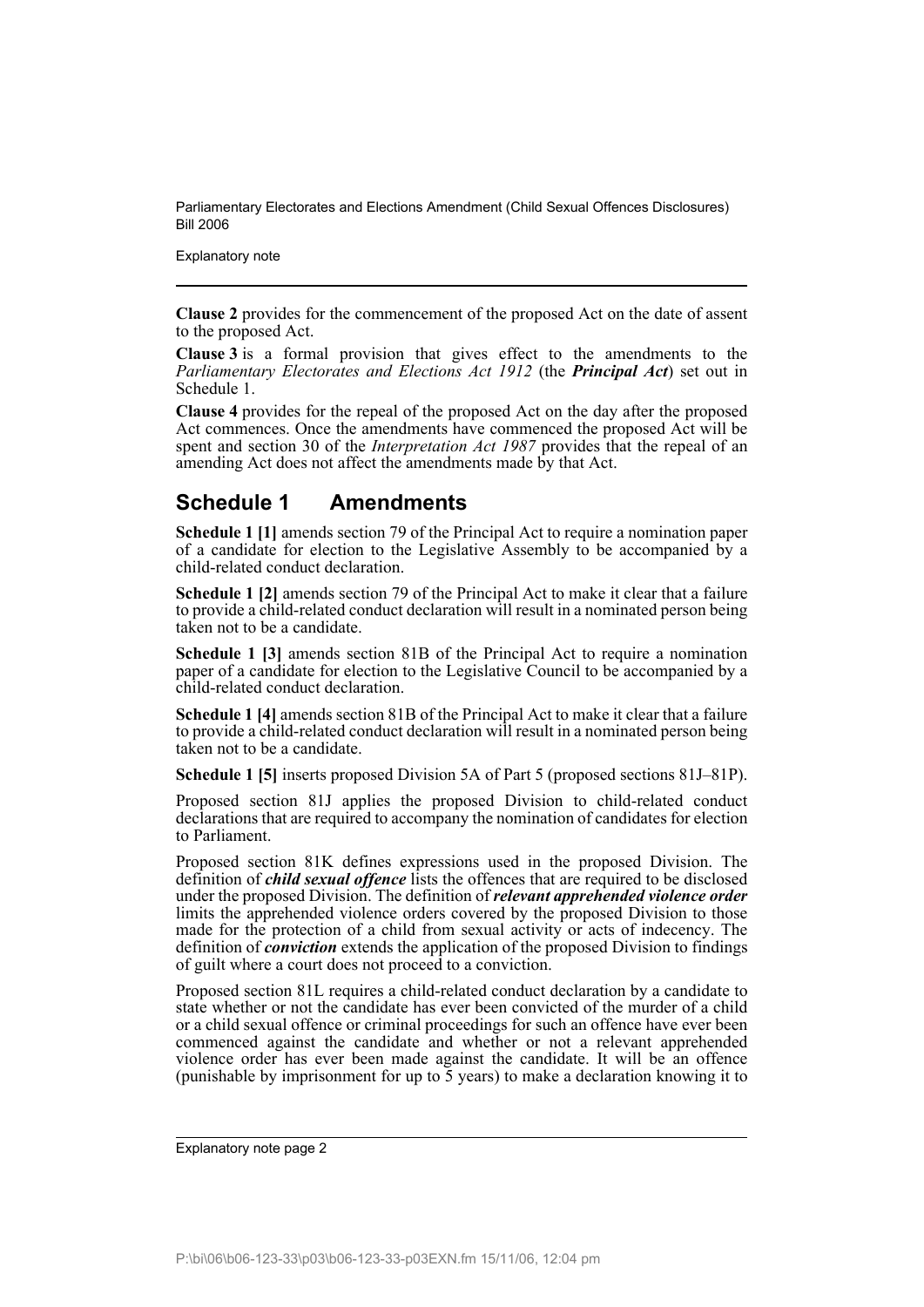**Clause 2** provides for the commencement of the proposed Act on the date of assent to the proposed Act.

**Clause 3** is a formal provision that gives effect to the amendments to the *Parliamentary Electorates and Elections Act 1912* (the ***Principal Act***) set out in Schedule 1.

**Clause 4** provides for the repeal of the proposed Act on the day after the proposed Act commences. Once the amendments have commenced the proposed Act will be spent and section 30 of the *Interpretation Act 1987* provides that the repeal of an amending Act does not affect the amendments made by that Act.

## Schedule 1 Amendments

**Schedule 1 [1]** amends section 79 of the Principal Act to require a nomination paper of a candidate for election to the Legislative Assembly to be accompanied by a child-related conduct declaration.

**Schedule 1 [2]** amends section 79 of the Principal Act to make it clear that a failure to provide a child-related conduct declaration will result in a nominated person being taken not to be a candidate.

**Schedule 1 [3]** amends section 81B of the Principal Act to require a nomination paper of a candidate for election to the Legislative Council to be accompanied by a child-related conduct declaration.

**Schedule 1 [4]** amends section 81B of the Principal Act to make it clear that a failure to provide a child-related conduct declaration will result in a nominated person being taken not to be a candidate.

**Schedule 1 [5]** inserts proposed Division 5A of Part 5 (proposed sections 81J–81P).

Proposed section 81J applies the proposed Division to child-related conduct declarations that are required to accompany the nomination of candidates for election to Parliament.

Proposed section 81K defines expressions used in the proposed Division. The definition of ***child sexual offence*** lists the offences that are required to be disclosed under the proposed Division. The definition of ***relevant apprehended violence order*** limits the apprehended violence orders covered by the proposed Division to those made for the protection of a child from sexual activity or acts of indecency. The definition of ***conviction*** extends the application of the proposed Division to findings of guilt where a court does not proceed to a conviction.

Proposed section 81L requires a child-related conduct declaration by a candidate to state whether or not the candidate has ever been convicted of the murder of a child or a child sexual offence or criminal proceedings for such an offence have ever been commenced against the candidate and whether or not a relevant apprehended violence order has ever been made against the candidate. It will be an offence (punishable by imprisonment for up to 5 years) to make a declaration knowing it to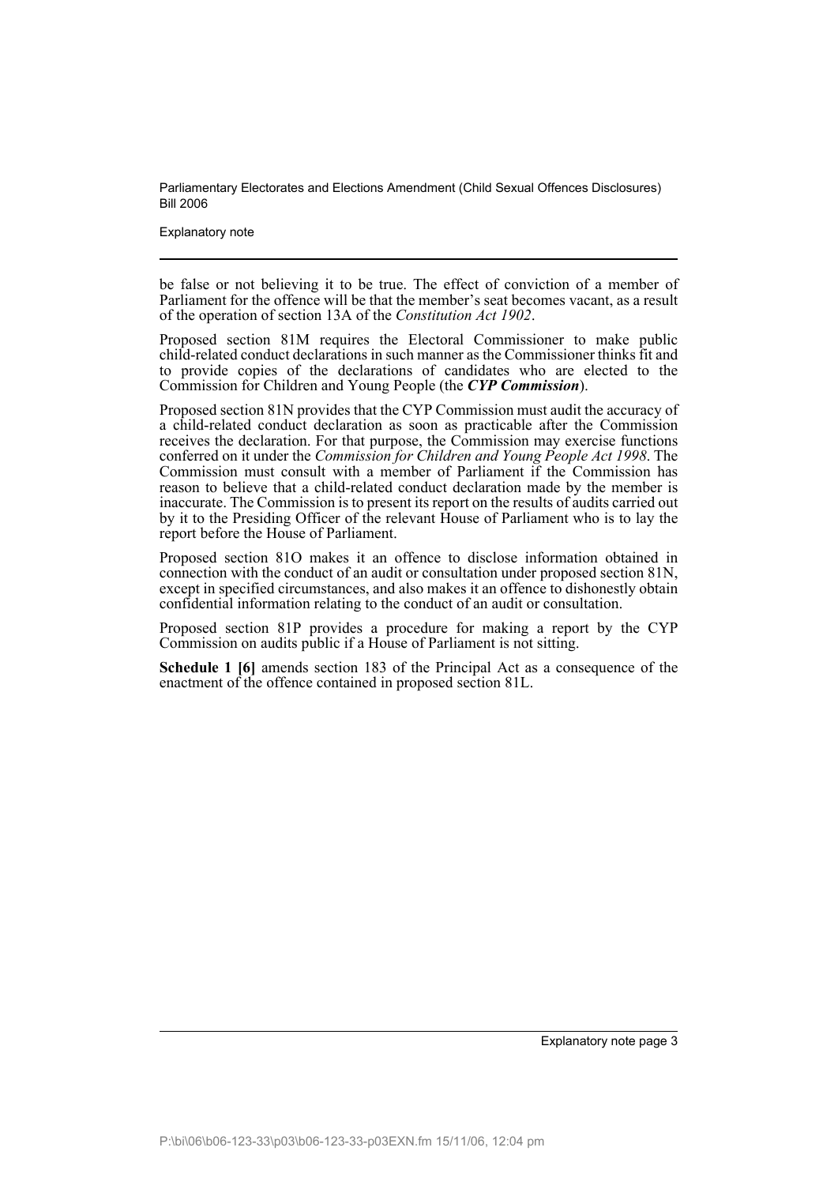be false or not believing it to be true. The effect of conviction of a member of Parliament for the offence will be that the member's seat becomes vacant, as a result of the operation of section 13A of the *Constitution Act 1902*.

Proposed section 81M requires the Electoral Commissioner to make public child-related conduct declarations in such manner as the Commissioner thinks fit and to provide copies of the declarations of candidates who are elected to the Commission for Children and Young People (the ***CYP Commission***).

Proposed section 81N provides that the CYP Commission must audit the accuracy of a child-related conduct declaration as soon as practicable after the Commission receives the declaration. For that purpose, the Commission may exercise functions conferred on it under the *Commission for Children and Young People Act 1998*. The Commission must consult with a member of Parliament if the Commission has reason to believe that a child-related conduct declaration made by the member is inaccurate. The Commission is to present its report on the results of audits carried out by it to the Presiding Officer of the relevant House of Parliament who is to lay the report before the House of Parliament.

Proposed section 81O makes it an offence to disclose information obtained in connection with the conduct of an audit or consultation under proposed section 81N, except in specified circumstances, and also makes it an offence to dishonestly obtain confidential information relating to the conduct of an audit or consultation.

Proposed section 81P provides a procedure for making a report by the CYP Commission on audits public if a House of Parliament is not sitting.

**Schedule 1 [6]** amends section 183 of the Principal Act as a consequence of the enactment of the offence contained in proposed section 81L.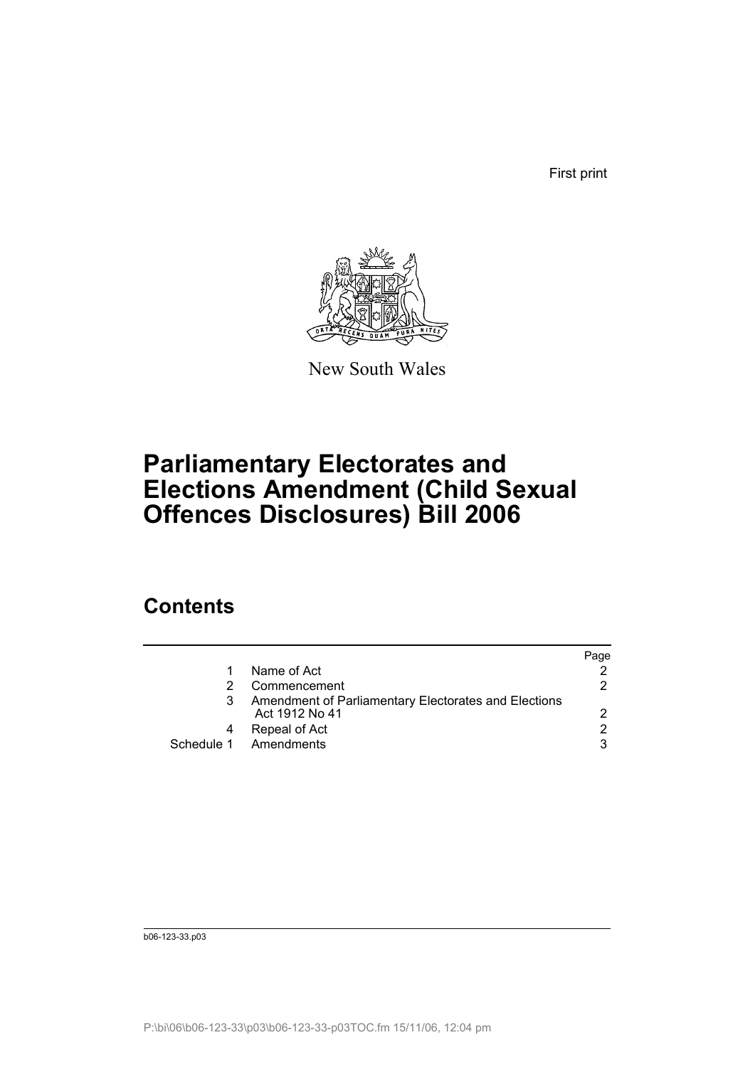First print

New South Wales

# Parliamentary Electorates and Elections Amendment (Child Sexual Offences Disclosures) Bill 2006

## Contents

| | | Page |
|---|---|---|
| 1 | Name of Act | 2 |
| 2 | Commencement | 2 |
| 3 | Amendment of Parliamentary Electorates and Elections Act 1912 No 41 | 2 |
| 4 | Repeal of Act | 2 |
| Schedule 1 | Amendments | 3 |

b06-123-33.p03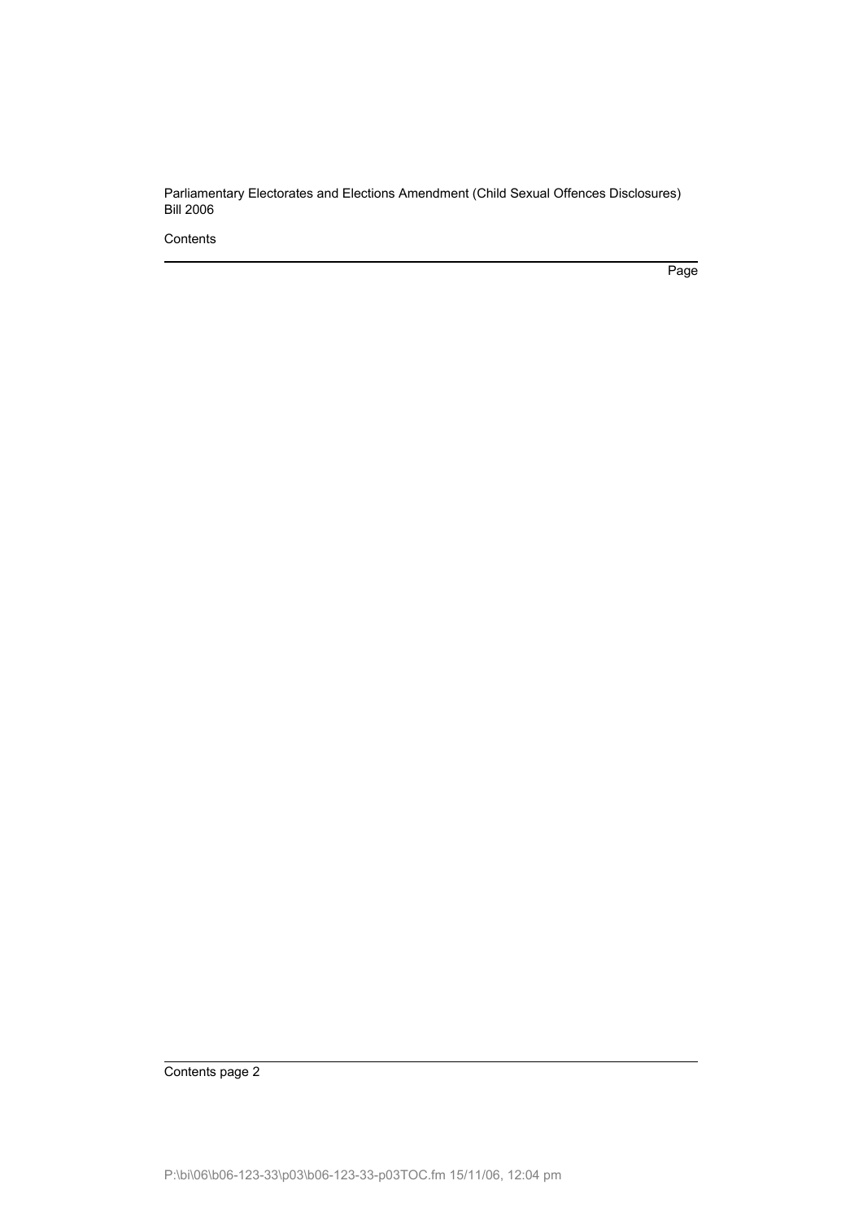Contents

Page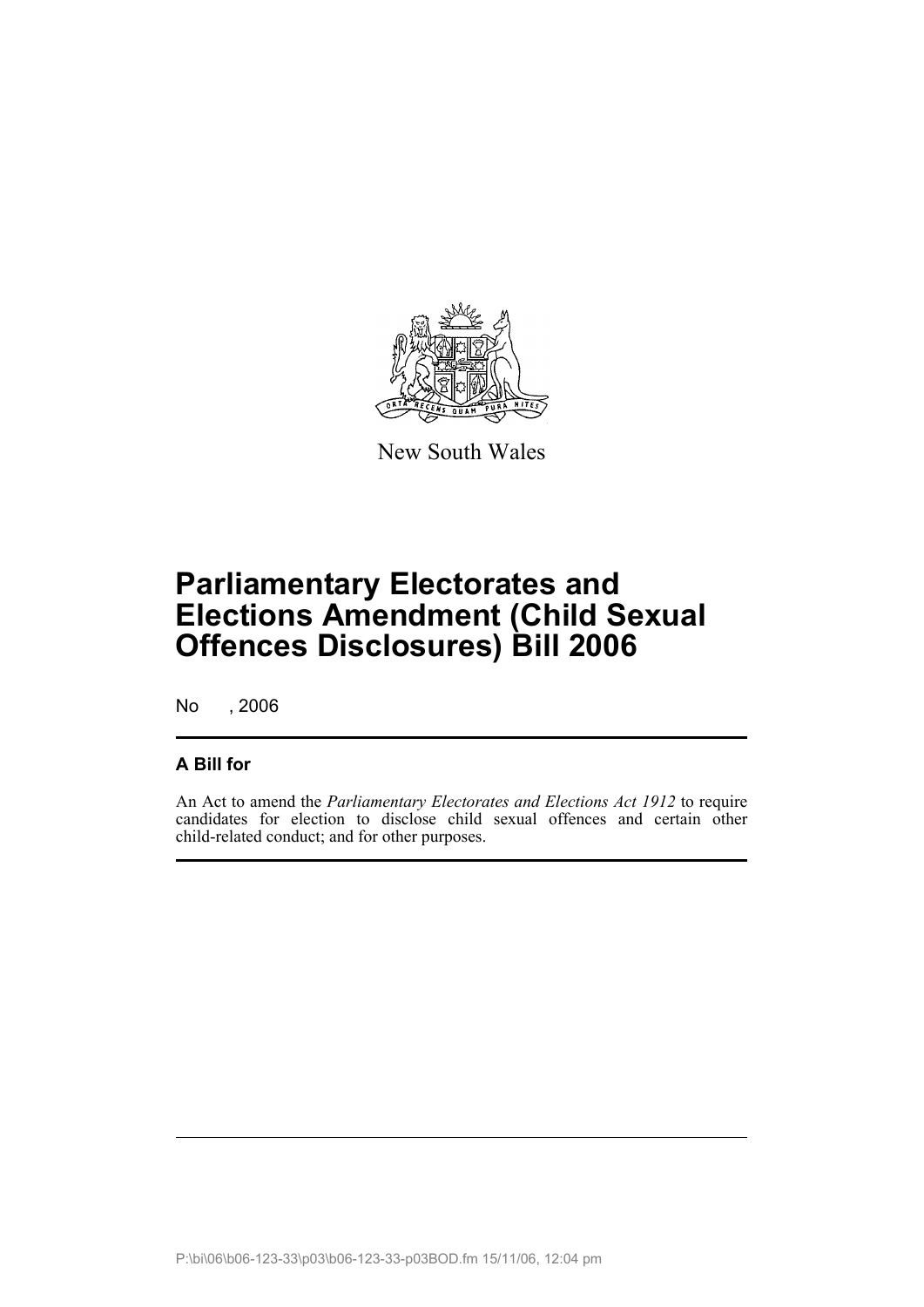New South Wales

# Parliamentary Electorates and Elections Amendment (Child Sexual Offences Disclosures) Bill 2006

No , 2006

## A Bill for

An Act to amend the *Parliamentary Electorates and Elections Act 1912* to require candidates for election to disclose child sexual offences and certain other child-related conduct; and for other purposes.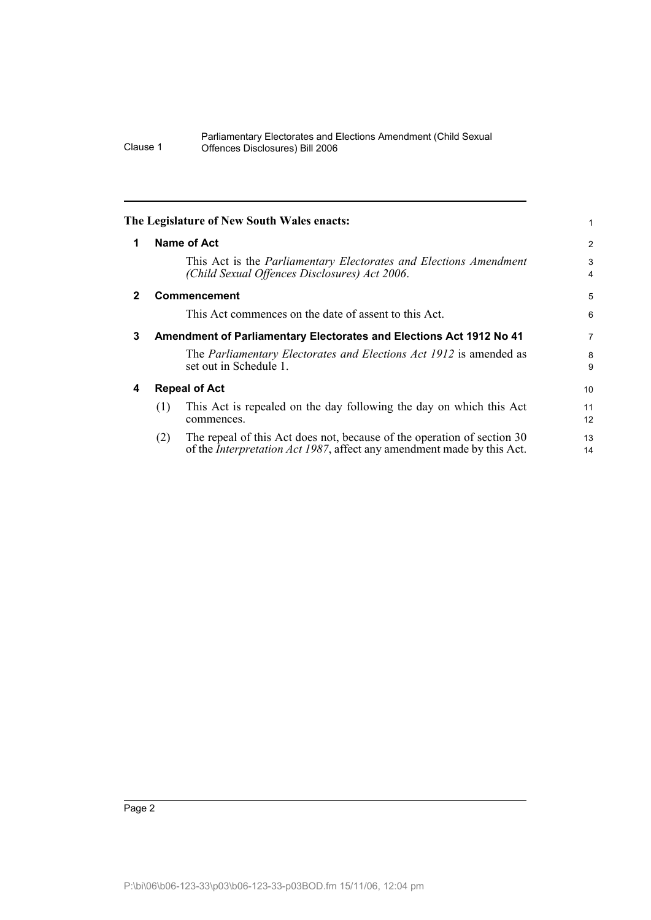**The Legislature of New South Wales enacts:**

## 1 Name of Act

This Act is the *Parliamentary Electorates and Elections Amendment (Child Sexual Offences Disclosures) Act 2006*.

## 2 Commencement

This Act commences on the date of assent to this Act.

## 3 Amendment of Parliamentary Electorates and Elections Act 1912 No 41

The *Parliamentary Electorates and Elections Act 1912* is amended as set out in Schedule 1.

## 4 Repeal of Act

(1) This Act is repealed on the day following the day on which this Act commences.

(2) The repeal of this Act does not, because of the operation of section 30 of the *Interpretation Act 1987*, affect any amendment made by this Act.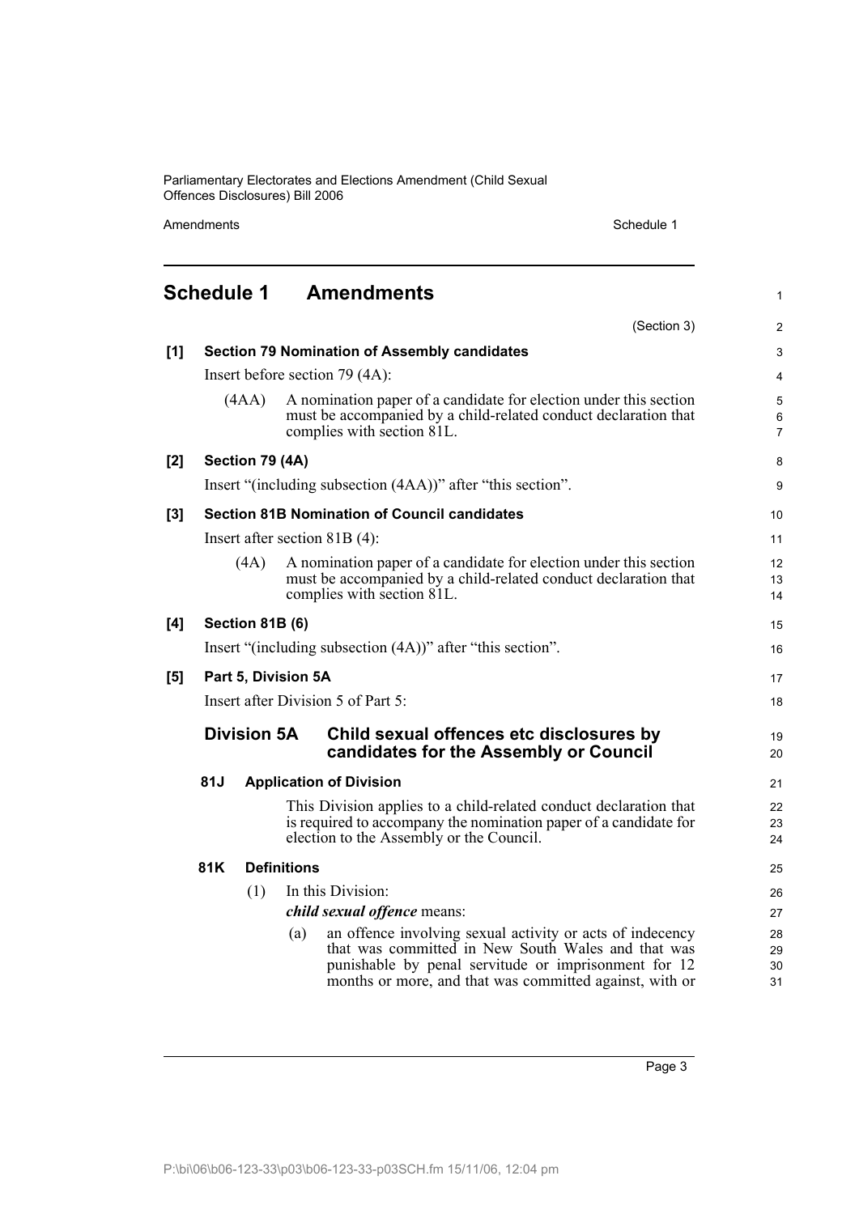# Schedule 1 Amendments

(Section 3)

**[1] Section 79 Nomination of Assembly candidates**

Insert before section 79 (4A):

(4AA) A nomination paper of a candidate for election under this section must be accompanied by a child-related conduct declaration that complies with section 81L.

**[2] Section 79 (4A)**

Insert "(including subsection (4AA))" after "this section".

**[3] Section 81B Nomination of Council candidates**

Insert after section 81B (4):

(4A) A nomination paper of a candidate for election under this section must be accompanied by a child-related conduct declaration that complies with section 81L.

**[4] Section 81B (6)**

Insert "(including subsection (4A))" after "this section".

**[5] Part 5, Division 5A**

Insert after Division 5 of Part 5:

## Division 5A Child sexual offences etc disclosures by candidates for the Assembly or Council

### 81J Application of Division

This Division applies to a child-related conduct declaration that is required to accompany the nomination paper of a candidate for election to the Assembly or the Council.

### 81K Definitions

(1) In this Division:

***child sexual offence*** means:

(a) an offence involving sexual activity or acts of indecency that was committed in New South Wales and that was punishable by penal servitude or imprisonment for 12 months or more, and that was committed against, with or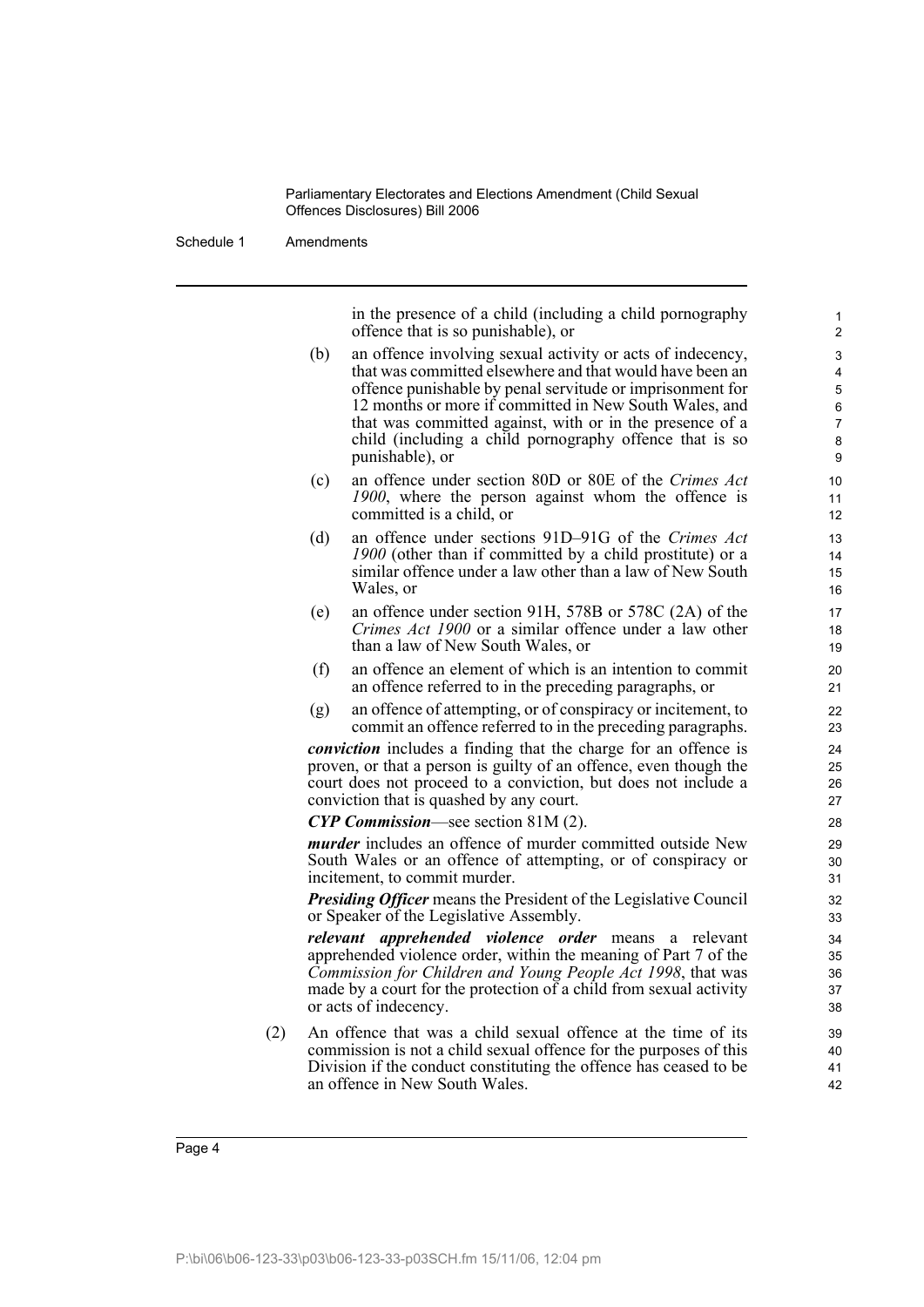in the presence of a child (including a child pornography offence that is so punishable), or

(b) an offence involving sexual activity or acts of indecency, that was committed elsewhere and that would have been an offence punishable by penal servitude or imprisonment for 12 months or more if committed in New South Wales, and that was committed against, with or in the presence of a child (including a child pornography offence that is so punishable), or

(c) an offence under section 80D or 80E of the *Crimes Act 1900*, where the person against whom the offence is committed is a child, or

(d) an offence under sections 91D–91G of the *Crimes Act 1900* (other than if committed by a child prostitute) or a similar offence under a law other than a law of New South Wales, or

(e) an offence under section 91H, 578B or 578C (2A) of the *Crimes Act 1900* or a similar offence under a law other than a law of New South Wales, or

(f) an offence an element of which is an intention to commit an offence referred to in the preceding paragraphs, or

(g) an offence of attempting, or of conspiracy or incitement, to commit an offence referred to in the preceding paragraphs.

***conviction*** includes a finding that the charge for an offence is proven, or that a person is guilty of an offence, even though the court does not proceed to a conviction, but does not include a conviction that is quashed by any court.

***CYP Commission***—see section 81M (2).

***murder*** includes an offence of murder committed outside New South Wales or an offence of attempting, or of conspiracy or incitement, to commit murder.

***Presiding Officer*** means the President of the Legislative Council or Speaker of the Legislative Assembly.

***relevant apprehended violence order*** means a relevant apprehended violence order, within the meaning of Part 7 of the *Commission for Children and Young People Act 1998*, that was made by a court for the protection of a child from sexual activity or acts of indecency.

(2) An offence that was a child sexual offence at the time of its commission is not a child sexual offence for the purposes of this Division if the conduct constituting the offence has ceased to be an offence in New South Wales.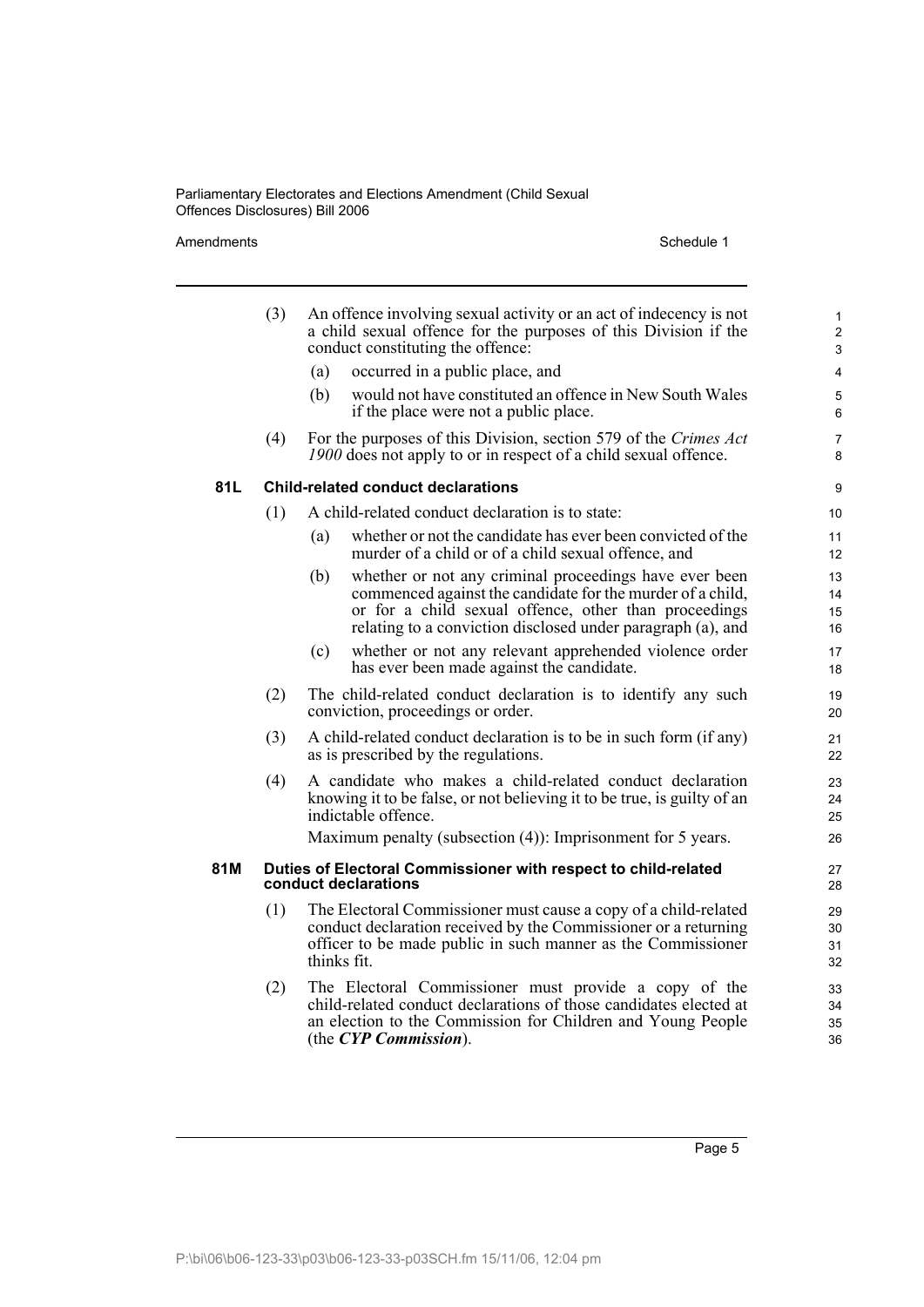(3) An offence involving sexual activity or an act of indecency is not a child sexual offence for the purposes of this Division if the conduct constituting the offence:

(a) occurred in a public place, and

(b) would not have constituted an offence in New South Wales if the place were not a public place.

(4) For the purposes of this Division, section 579 of the *Crimes Act 1900* does not apply to or in respect of a child sexual offence.

### 81L Child-related conduct declarations

(1) A child-related conduct declaration is to state:

(a) whether or not the candidate has ever been convicted of the murder of a child or of a child sexual offence, and

(b) whether or not any criminal proceedings have ever been commenced against the candidate for the murder of a child, or for a child sexual offence, other than proceedings relating to a conviction disclosed under paragraph (a), and

(c) whether or not any relevant apprehended violence order has ever been made against the candidate.

(2) The child-related conduct declaration is to identify any such conviction, proceedings or order.

(3) A child-related conduct declaration is to be in such form (if any) as is prescribed by the regulations.

(4) A candidate who makes a child-related conduct declaration knowing it to be false, or not believing it to be true, is guilty of an indictable offence.

Maximum penalty (subsection (4)): Imprisonment for 5 years.

### 81M Duties of Electoral Commissioner with respect to child-related conduct declarations

(1) The Electoral Commissioner must cause a copy of a child-related conduct declaration received by the Commissioner or a returning officer to be made public in such manner as the Commissioner thinks fit.

(2) The Electoral Commissioner must provide a copy of the child-related conduct declarations of those candidates elected at an election to the Commission for Children and Young People (the ***CYP Commission***).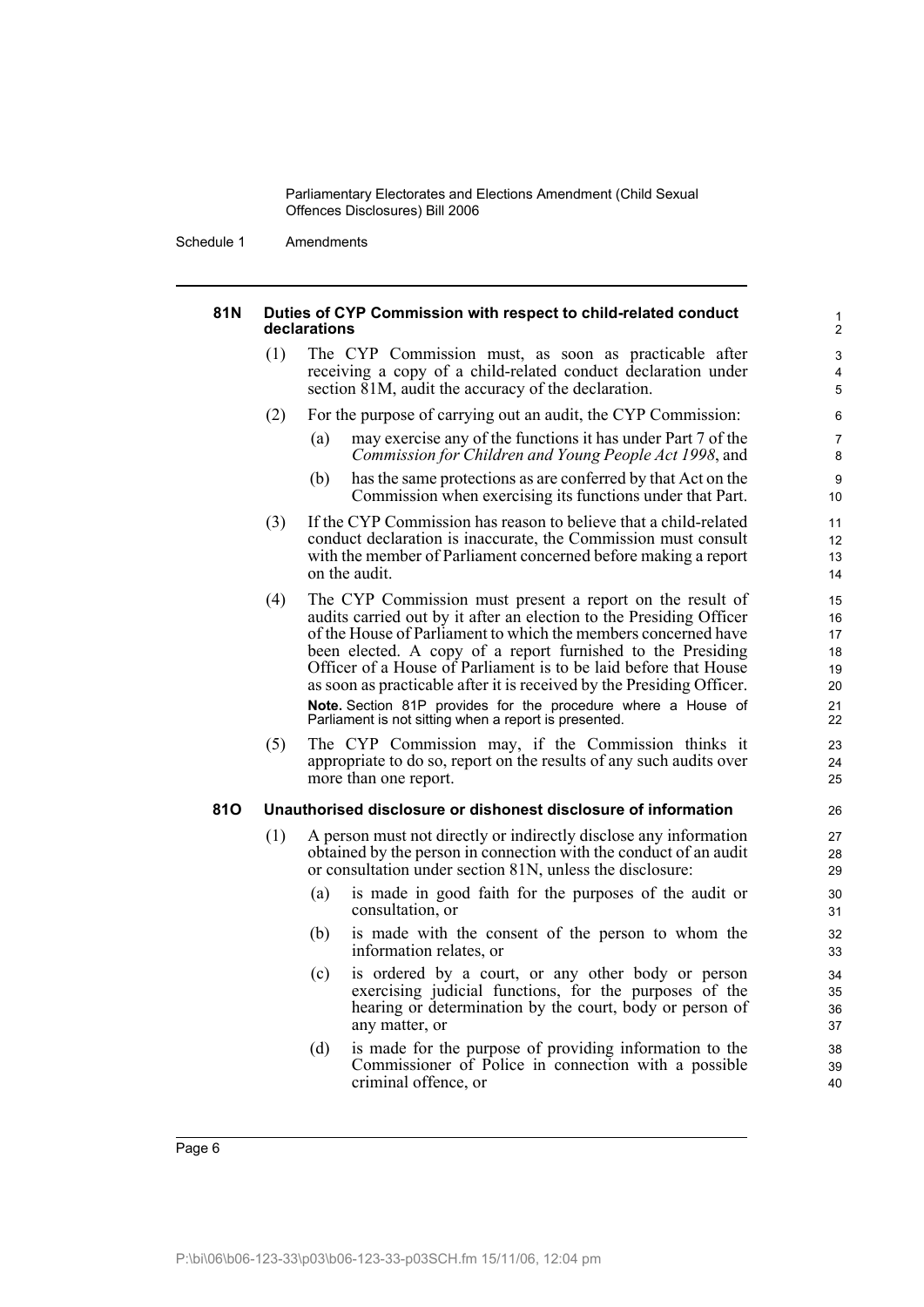#### 81N Duties of CYP Commission with respect to child-related conduct declarations

(1) The CYP Commission must, as soon as practicable after receiving a copy of a child-related conduct declaration under section 81M, audit the accuracy of the declaration.

(2) For the purpose of carrying out an audit, the CYP Commission:

(a) may exercise any of the functions it has under Part 7 of the *Commission for Children and Young People Act 1998*, and

(b) has the same protections as are conferred by that Act on the Commission when exercising its functions under that Part.

(3) If the CYP Commission has reason to believe that a child-related conduct declaration is inaccurate, the Commission must consult with the member of Parliament concerned before making a report on the audit.

(4) The CYP Commission must present a report on the result of audits carried out by it after an election to the Presiding Officer of the House of Parliament to which the members concerned have been elected. A copy of a report furnished to the Presiding Officer of a House of Parliament is to be laid before that House as soon as practicable after it is received by the Presiding Officer.

**Note.** Section 81P provides for the procedure where a House of Parliament is not sitting when a report is presented.

(5) The CYP Commission may, if the Commission thinks it appropriate to do so, report on the results of any such audits over more than one report.

#### 81O Unauthorised disclosure or dishonest disclosure of information

(1) A person must not directly or indirectly disclose any information obtained by the person in connection with the conduct of an audit or consultation under section 81N, unless the disclosure:

(a) is made in good faith for the purposes of the audit or consultation, or

(b) is made with the consent of the person to whom the information relates, or

(c) is ordered by a court, or any other body or person exercising judicial functions, for the purposes of the hearing or determination by the court, body or person of any matter, or

(d) is made for the purpose of providing information to the Commissioner of Police in connection with a possible criminal offence, or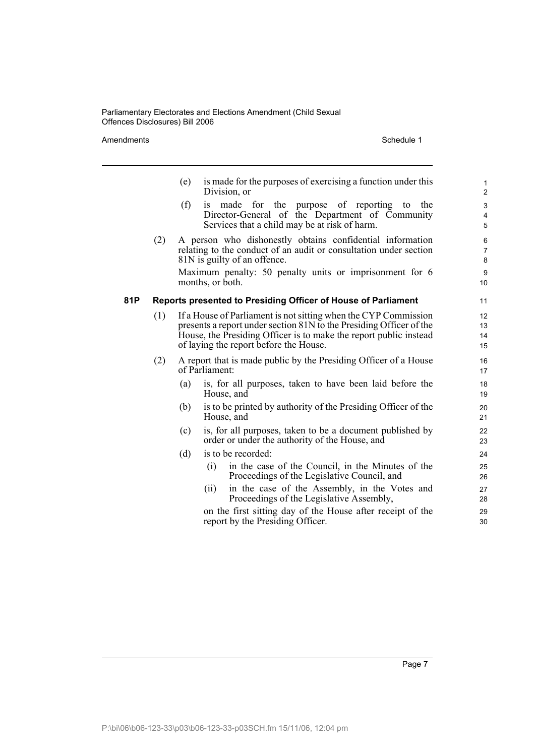(e) is made for the purposes of exercising a function under this Division, or

(f) is made for the purpose of reporting to the Director-General of the Department of Community Services that a child may be at risk of harm.

(2) A person who dishonestly obtains confidential information relating to the conduct of an audit or consultation under section 81N is guilty of an offence.

Maximum penalty: 50 penalty units or imprisonment for 6 months, or both.

**81P Reports presented to Presiding Officer of House of Parliament**

(1) If a House of Parliament is not sitting when the CYP Commission presents a report under section 81N to the Presiding Officer of the House, the Presiding Officer is to make the report public instead of laying the report before the House.

(2) A report that is made public by the Presiding Officer of a House of Parliament:

(a) is, for all purposes, taken to have been laid before the House, and

(b) is to be printed by authority of the Presiding Officer of the House, and

(c) is, for all purposes, taken to be a document published by order or under the authority of the House, and

(d) is to be recorded:

(i) in the case of the Council, in the Minutes of the Proceedings of the Legislative Council, and

(ii) in the case of the Assembly, in the Votes and Proceedings of the Legislative Assembly,

on the first sitting day of the House after receipt of the report by the Presiding Officer.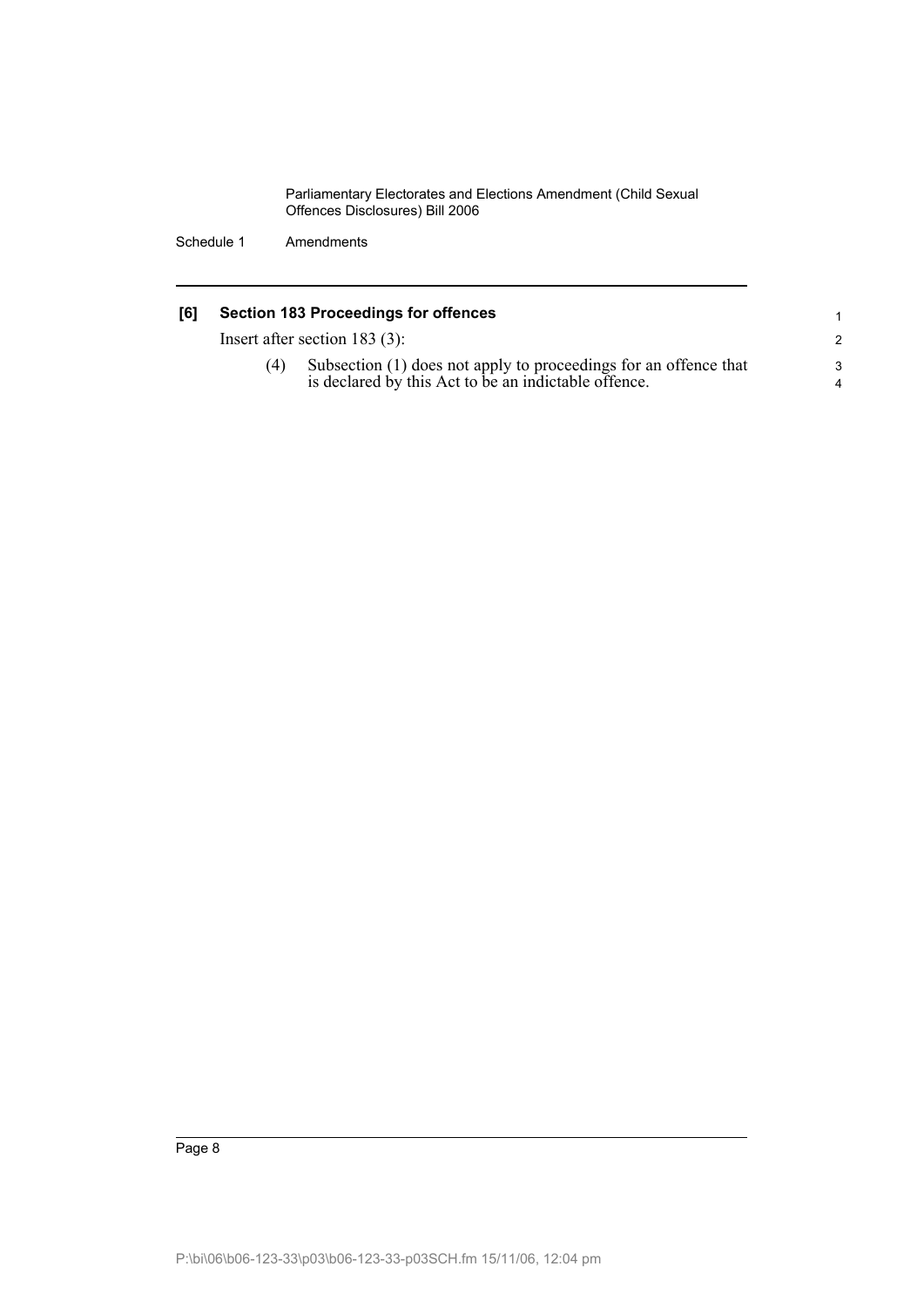**[6] Section 183 Proceedings for offences**

Insert after section 183 (3):

(4) Subsection (1) does not apply to proceedings for an offence that is declared by this Act to be an indictable offence.